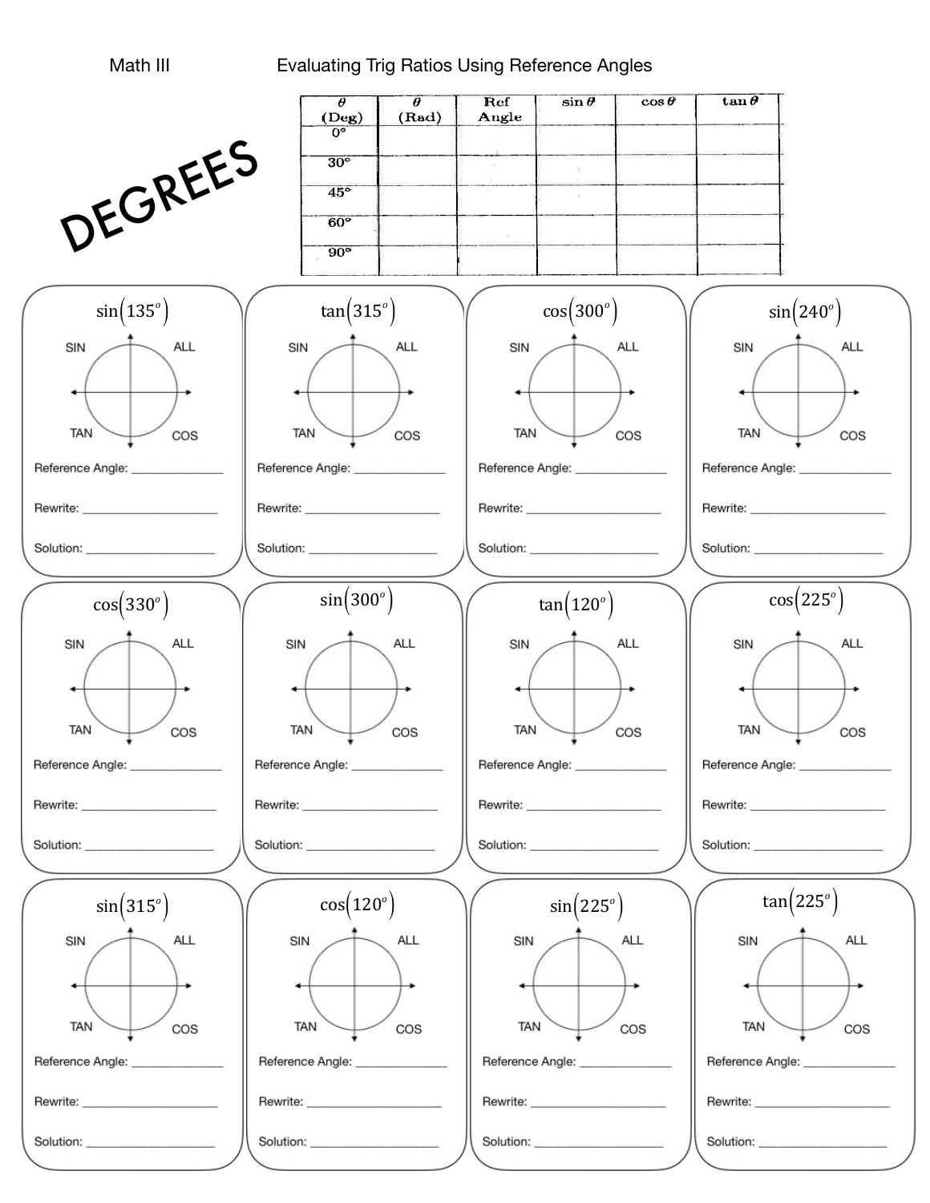Math III Evaluating Trig Ratios Using Reference Angles

# DEGREES

| $\theta$ (Deg) | $\theta$ (Rad) | Ref Angle | $\sin\theta$ | $\cos\theta$ | $\tan\theta$ |
|---|---|---|---|---|---|
| 0° | | | | | |
| 30° | | | | | |
| 45° | | | | | |
| 60° | | | | | |
| 90° | | | | | |

**$\sin(135^o)$**

SIN ALL TAN COS

Reference Angle: ______________

Rewrite: ______________

Solution: ______________

**$\tan(315^o)$**

SIN ALL TAN COS

Reference Angle: ______________

Rewrite: ______________

Solution: ______________

**$\cos(300^o)$**

SIN ALL TAN COS

Reference Angle: ______________

Rewrite: ______________

Solution: ______________

**$\sin(240^o)$**

SIN ALL TAN COS

Reference Angle: ______________

Rewrite: ______________

Solution: ______________

**$\cos(330^o)$**

SIN ALL TAN COS

Reference Angle: ______________

Rewrite: ______________

Solution: ______________

**$\sin(300^o)$**

SIN ALL TAN COS

Reference Angle: ______________

Rewrite: ______________

Solution: ______________

**$\tan(120^o)$**

SIN ALL TAN COS

Reference Angle: ______________

Rewrite: ______________

Solution: ______________

**$\cos(225^o)$**

SIN ALL TAN COS

Reference Angle: ______________

Rewrite: ______________

Solution: ______________

**$\sin(315^o)$**

SIN ALL TAN COS

Reference Angle: ______________

Rewrite: ______________

Solution: ______________

**$\cos(120^o)$**

SIN ALL TAN COS

Reference Angle: ______________

Rewrite: ______________

Solution: ______________

**$\sin(225^o)$**

SIN ALL TAN COS

Reference Angle: ______________

Rewrite: ______________

Solution: ______________

**$\tan(225^o)$**

SIN ALL TAN COS

Reference Angle: ______________

Rewrite: ______________

Solution: ______________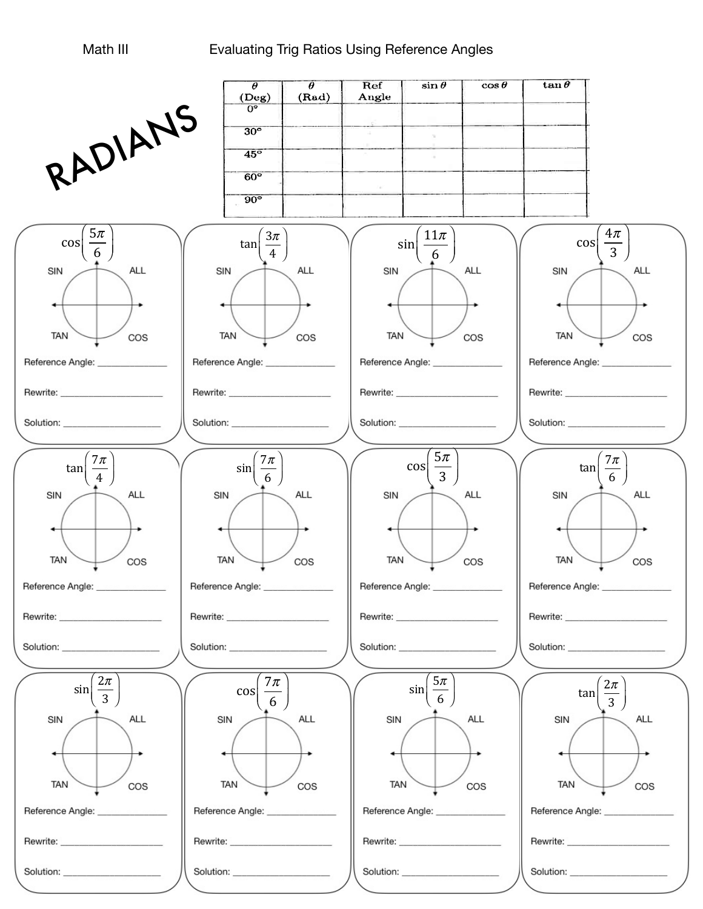Math III Evaluating Trig Ratios Using Reference Angles

RADIANS

| $\theta$ (Deg) | $\theta$ (Rad) | Ref Angle | $\sin\theta$ | $\cos\theta$ | $\tan\theta$ |
|---|---|---|---|---|---|
| 0° | | | | | |
| 30° | | | | | |
| 45° | | | | | |
| 60° | | | | | |
| 90° | | | | | |

$\cos\left(\frac{5\pi}{6}\right)$

SIN ALL TAN COS

Reference Angle: ______________

Rewrite: ____________________

Solution: ____________________

$\tan\left(\frac{3\pi}{4}\right)$

SIN ALL TAN COS

Reference Angle: ______________

Rewrite: ____________________

Solution: ____________________

$\sin\left(\frac{11\pi}{6}\right)$

SIN ALL TAN COS

Reference Angle: ______________

Rewrite: ____________________

Solution: ____________________

$\cos\left(\frac{4\pi}{3}\right)$

SIN ALL TAN COS

Reference Angle: ______________

Rewrite: ____________________

Solution: ____________________

$\tan\left(\frac{7\pi}{4}\right)$

SIN ALL TAN COS

Reference Angle: ______________

Rewrite: ____________________

Solution: ____________________

$\sin\left(\frac{7\pi}{6}\right)$

SIN ALL TAN COS

Reference Angle: ______________

Rewrite: ____________________

Solution: ____________________

$\cos\left(\frac{5\pi}{3}\right)$

SIN ALL TAN COS

Reference Angle: ______________

Rewrite: ____________________

Solution: ____________________

$\tan\left(\frac{7\pi}{6}\right)$

SIN ALL TAN COS

Reference Angle: ______________

Rewrite: ____________________

Solution: ____________________

$\sin\left(\frac{2\pi}{3}\right)$

SIN ALL TAN COS

Reference Angle: ______________

Rewrite: ____________________

Solution: ____________________

$\cos\left(\frac{7\pi}{6}\right)$

SIN ALL TAN COS

Reference Angle: ______________

Rewrite: ____________________

Solution: ____________________

$\sin\left(\frac{5\pi}{6}\right)$

SIN ALL TAN COS

Reference Angle: ______________

Rewrite: ____________________

Solution: ____________________

$\tan\left(\frac{2\pi}{3}\right)$

SIN ALL TAN COS

Reference Angle: ______________

Rewrite: ____________________

Solution: ____________________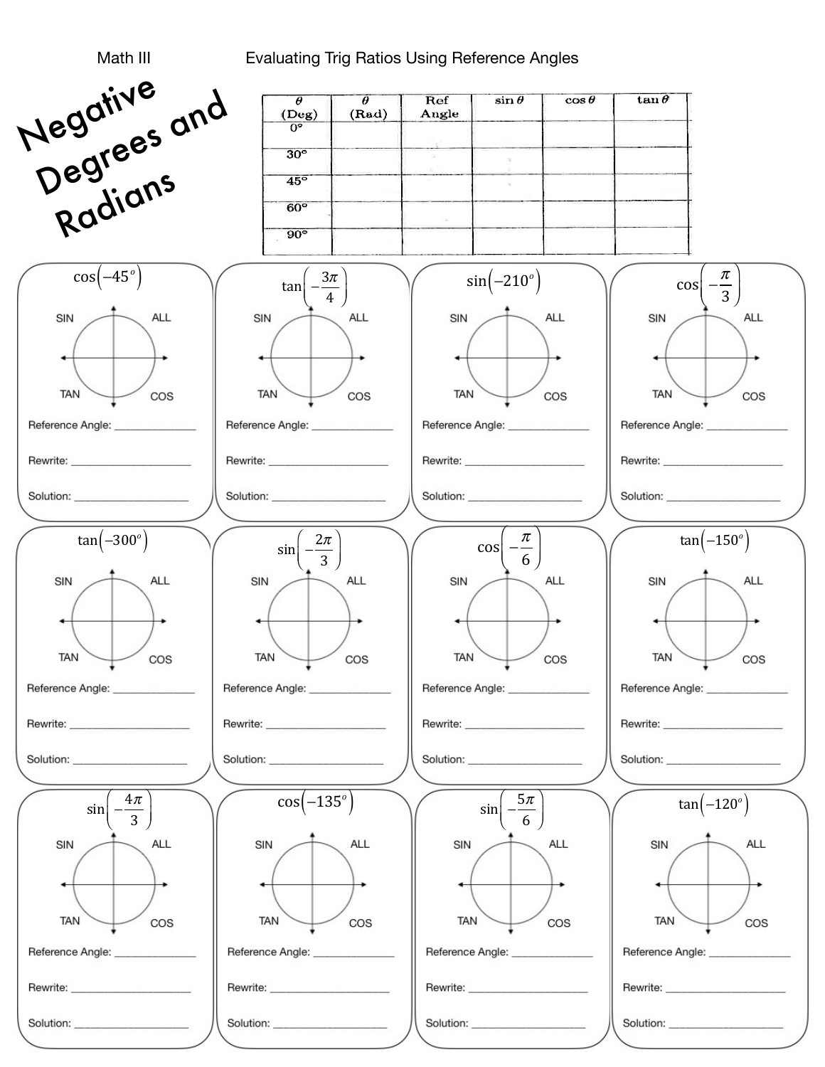Math III Evaluating Trig Ratios Using Reference Angles

# Negative Degrees and Radians

| $\theta$ (Deg) | $\theta$ (Rad) | Ref Angle | $\sin\theta$ | $\cos\theta$ | $\tan\theta$ |
|---|---|---|---|---|---|
| 0° | | | | | |
| 30° | | | | | |
| 45° | | | | | |
| 60° | | | | | |
| 90° | | | | | |

$\cos\left(-45^o\right)$

SIN ALL TAN COS

Reference Angle: ______________

Rewrite: ____________________

Solution: ____________________

$\tan\left(-\dfrac{3\pi}{4}\right)$

SIN ALL TAN COS

Reference Angle: ______________

Rewrite: ____________________

Solution: ____________________

$\sin\left(-210^o\right)$

SIN ALL TAN COS

Reference Angle: ______________

Rewrite: ____________________

Solution: ____________________

$\cos\left(-\dfrac{\pi}{3}\right)$

SIN ALL TAN COS

Reference Angle: ______________

Rewrite: ____________________

Solution: ____________________

$\tan\left(-300^o\right)$

SIN ALL TAN COS

Reference Angle: ______________

Rewrite: ____________________

Solution: ____________________

$\sin\left(-\dfrac{2\pi}{3}\right)$

SIN ALL TAN COS

Reference Angle: ______________

Rewrite: ____________________

Solution: ____________________

$\cos\left(-\dfrac{\pi}{6}\right)$

SIN ALL TAN COS

Reference Angle: ______________

Rewrite: ____________________

Solution: ____________________

$\tan\left(-150^o\right)$

SIN ALL TAN COS

Reference Angle: ______________

Rewrite: ____________________

Solution: ____________________

$\sin\left(-\dfrac{4\pi}{3}\right)$

SIN ALL TAN COS

Reference Angle: ______________

Rewrite: ____________________

Solution: ____________________

$\cos\left(-135^o\right)$

SIN ALL TAN COS

Reference Angle: ______________

Rewrite: ____________________

Solution: ____________________

$\sin\left(-\dfrac{5\pi}{6}\right)$

SIN ALL TAN COS

Reference Angle: ______________

Rewrite: ____________________

Solution: ____________________

$\tan\left(-120^o\right)$

SIN ALL TAN COS

Reference Angle: ______________

Rewrite: ____________________

Solution: ____________________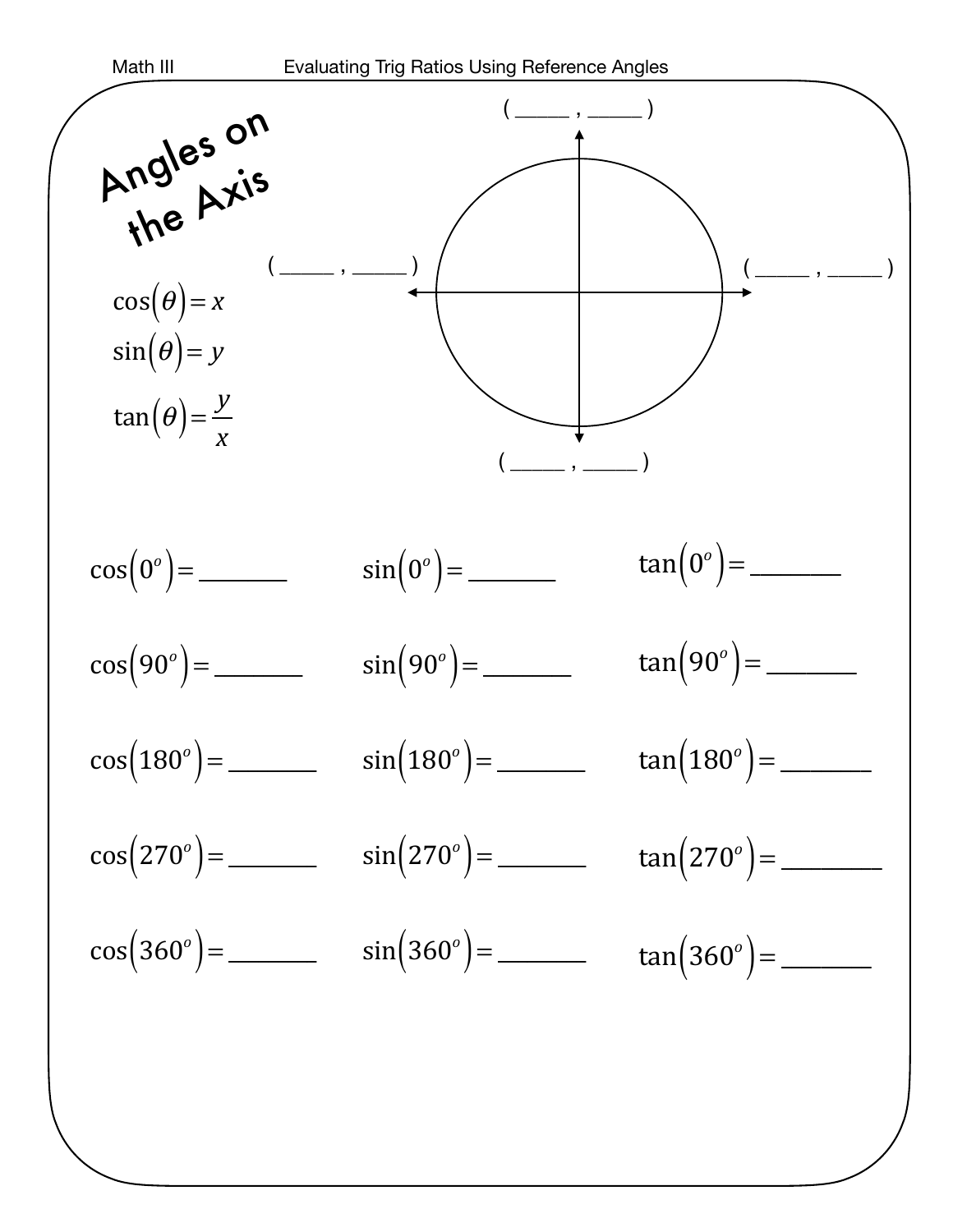# Angles on the Axis

( _____ , _____ )

( _____ , _____ )

( _____ , _____ )

( _____ , _____ )

$\cos(\theta) = x$

$\sin(\theta) = y$

$\tan(\theta) = \dfrac{y}{x}$

$\cos(0^o) =$ _______  $\sin(0^o) =$ _______  $\tan(0^o) =$ _______

$\cos(90^o) =$ _______  $\sin(90^o) =$ _______  $\tan(90^o) =$ _______

$\cos(180^o) =$ _______  $\sin(180^o) =$ _______  $\tan(180^o) =$ _______

$\cos(270^o) =$ _______  $\sin(270^o) =$ _______  $\tan(270^o) =$ _______

$\cos(360^o) =$ _______  $\sin(360^o) =$ _______  $\tan(360^o) =$ _______